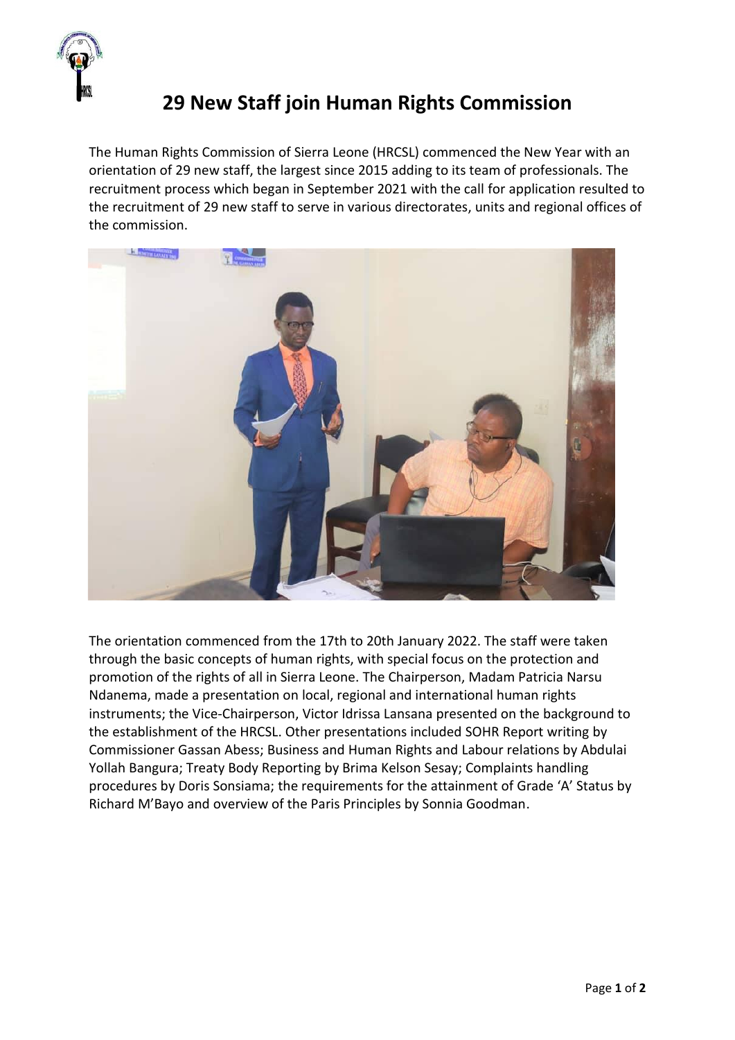# 29 New Staff join Human Rights Commission

The Human Rights Commission of Sierra Leone (HRCSL) commenced the New Year with an orientation of 29 new staff, the largest since 2015 adding to its team of professionals. The recruitment process which began in September 2021 with the call for application resulted to the recruitment of 29 new staff to serve in various directorates, units and regional offices of the commission.

The orientation commenced from the 17th to 20th January 2022. The staff were taken through the basic concepts of human rights, with special focus on the protection and promotion of the rights of all in Sierra Leone. The Chairperson, Madam Patricia Narsu Ndanema, made a presentation on local, regional and international human rights instruments; the Vice-Chairperson, Victor Idrissa Lansana presented on the background to the establishment of the HRCSL. Other presentations included SOHR Report writing by Commissioner Gassan Abess; Business and Human Rights and Labour relations by Abdulai Yollah Bangura; Treaty Body Reporting by Brima Kelson Sesay; Complaints handling procedures by Doris Sonsiama; the requirements for the attainment of Grade 'A' Status by Richard M'Bayo and overview of the Paris Principles by Sonnia Goodman.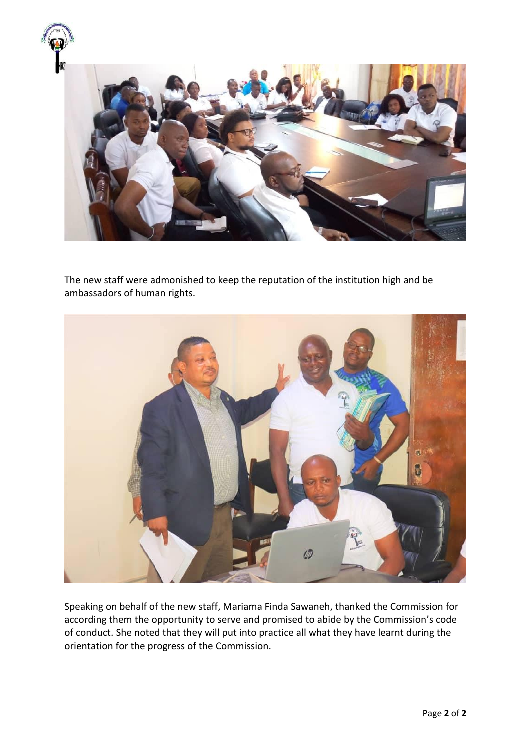The new staff were admonished to keep the reputation of the institution high and be ambassadors of human rights.

Speaking on behalf of the new staff, Mariama Finda Sawaneh, thanked the Commission for according them the opportunity to serve and promised to abide by the Commission's code of conduct. She noted that they will put into practice all what they have learnt during the orientation for the progress of the Commission.